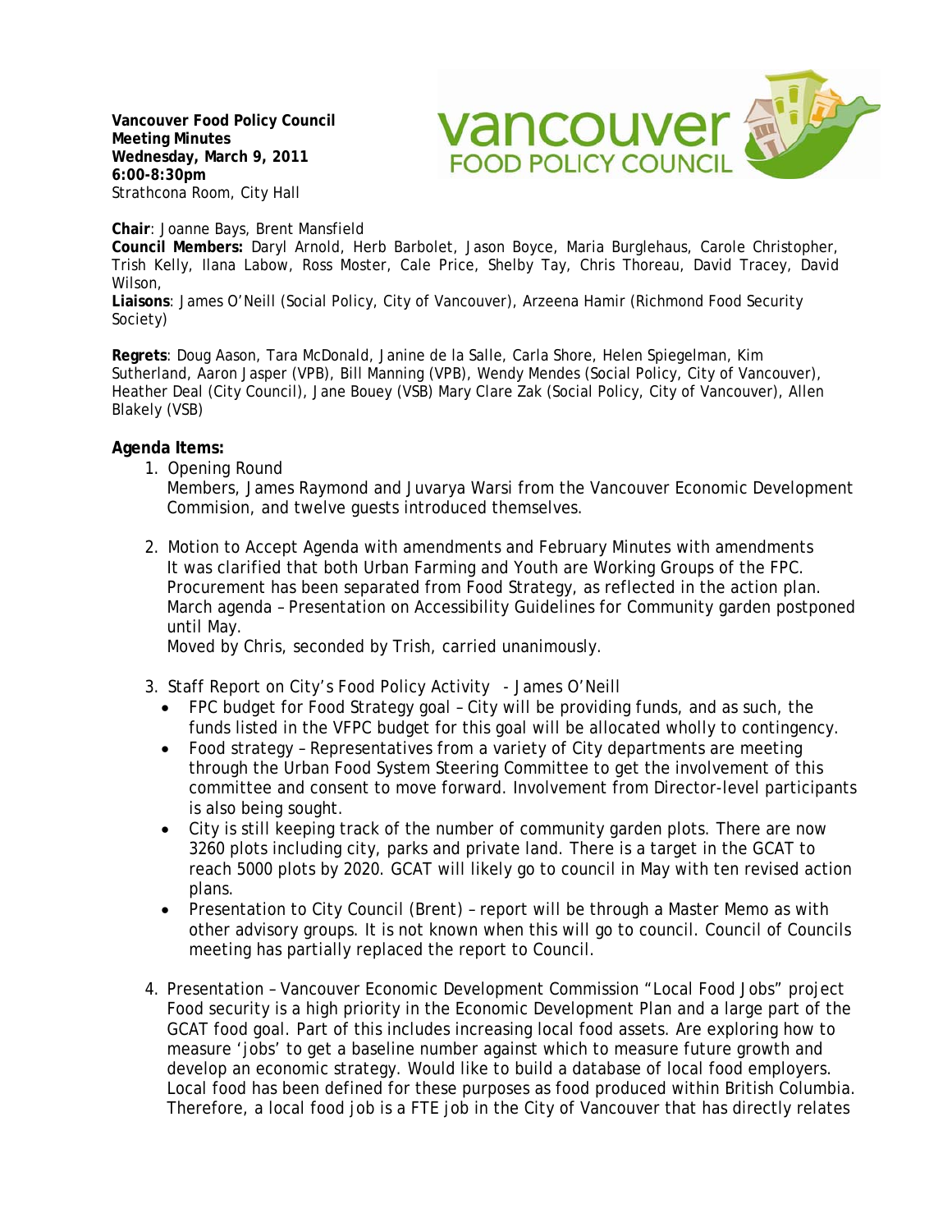**Vancouver Food Policy Council**
**Meeting Minutes**
**Wednesday, March 9, 2011**
**6:00-8:30pm**
Strathcona Room, City Hall

**Chair**: Joanne Bays, Brent Mansfield
**Council Members:** Daryl Arnold, Herb Barbolet, Jason Boyce, Maria Burglehaus, Carole Christopher, Trish Kelly, Ilana Labow, Ross Moster, Cale Price, Shelby Tay, Chris Thoreau, David Tracey, David Wilson,
**Liaisons**: James O'Neill (Social Policy, City of Vancouver), Arzeena Hamir (Richmond Food Security Society)

**Regrets**: Doug Aason, Tara McDonald, Janine de la Salle, Carla Shore, Helen Spiegelman, Kim Sutherland, Aaron Jasper (VPB), Bill Manning (VPB), Wendy Mendes (Social Policy, City of Vancouver), Heather Deal (City Council), Jane Bouey (VSB) Mary Clare Zak (Social Policy, City of Vancouver), Allen Blakely (VSB)

## Agenda Items:

1. Opening Round
   Members, James Raymond and Juvarya Warsi from the Vancouver Economic Development Commision, and twelve guests introduced themselves.

2. Motion to Accept Agenda with amendments and February Minutes with amendments
   It was clarified that both Urban Farming and Youth are Working Groups of the FPC. Procurement has been separated from Food Strategy, as reflected in the action plan. March agenda – Presentation on Accessibility Guidelines for Community garden postponed until May.
   Moved by Chris, seconded by Trish, carried unanimously.

3. Staff Report on City's Food Policy Activity - James O'Neill
   - FPC budget for Food Strategy goal – City will be providing funds, and as such, the funds listed in the VFPC budget for this goal will be allocated wholly to contingency.
   - Food strategy – Representatives from a variety of City departments are meeting through the Urban Food System Steering Committee to get the involvement of this committee and consent to move forward. Involvement from Director-level participants is also being sought.
   - City is still keeping track of the number of community garden plots. There are now 3260 plots including city, parks and private land. There is a target in the GCAT to reach 5000 plots by 2020. GCAT will likely go to council in May with ten revised action plans.
   - Presentation to City Council (Brent) – report will be through a Master Memo as with other advisory groups. It is not known when this will go to council. Council of Councils meeting has partially replaced the report to Council.

4. Presentation – Vancouver Economic Development Commission "Local Food Jobs" project
   Food security is a high priority in the Economic Development Plan and a large part of the GCAT food goal. Part of this includes increasing local food assets. Are exploring how to measure 'jobs' to get a baseline number against which to measure future growth and develop an economic strategy. Would like to build a database of local food employers. Local food has been defined for these purposes as food produced within British Columbia. Therefore, a local food job is a FTE job in the City of Vancouver that has directly relates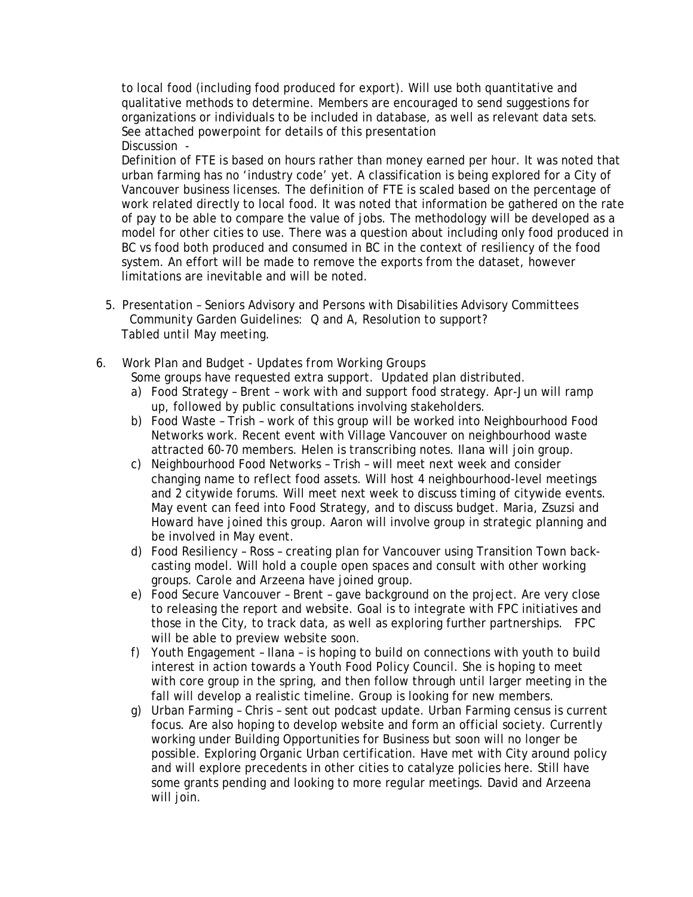to local food (including food produced for export). Will use both quantitative and qualitative methods to determine. Members are encouraged to send suggestions for organizations or individuals to be included in database, as well as relevant data sets. See attached powerpoint for details of this presentation

Discussion -

Definition of FTE is based on hours rather than money earned per hour. It was noted that urban farming has no 'industry code' yet. A classification is being explored for a City of Vancouver business licenses. The definition of FTE is scaled based on the percentage of work related directly to local food. It was noted that information be gathered on the rate of pay to be able to compare the value of jobs. The methodology will be developed as a model for other cities to use. There was a question about including only food produced in BC vs food both produced and consumed in BC in the context of resiliency of the food system. An effort will be made to remove the exports from the dataset, however limitations are inevitable and will be noted.

5. Presentation – Seniors Advisory and Persons with Disabilities Advisory Committees Community Garden Guidelines: Q and A, Resolution to support?
   Tabled until May meeting.

6. Work Plan and Budget - Updates from Working Groups
   Some groups have requested extra support. Updated plan distributed.
   a) Food Strategy – Brent – work with and support food strategy. Apr-Jun will ramp up, followed by public consultations involving stakeholders.
   b) Food Waste – Trish – work of this group will be worked into Neighbourhood Food Networks work. Recent event with Village Vancouver on neighbourhood waste attracted 60-70 members. Helen is transcribing notes. Ilana will join group.
   c) Neighbourhood Food Networks – Trish – will meet next week and consider changing name to reflect food assets. Will host 4 neighbourhood-level meetings and 2 citywide forums. Will meet next week to discuss timing of citywide events. May event can feed into Food Strategy, and to discuss budget. Maria, Zsuzsi and Howard have joined this group. Aaron will involve group in strategic planning and be involved in May event.
   d) Food Resiliency – Ross – creating plan for Vancouver using Transition Town back-casting model. Will hold a couple open spaces and consult with other working groups. Carole and Arzeena have joined group.
   e) Food Secure Vancouver – Brent – gave background on the project. Are very close to releasing the report and website. Goal is to integrate with FPC initiatives and those in the City, to track data, as well as exploring further partnerships. FPC will be able to preview website soon.
   f) Youth Engagement – Ilana – is hoping to build on connections with youth to build interest in action towards a Youth Food Policy Council. She is hoping to meet with core group in the spring, and then follow through until larger meeting in the fall will develop a realistic timeline. Group is looking for new members.
   g) Urban Farming – Chris – sent out podcast update. Urban Farming census is current focus. Are also hoping to develop website and form an official society. Currently working under Building Opportunities for Business but soon will no longer be possible. Exploring Organic Urban certification. Have met with City around policy and will explore precedents in other cities to catalyze policies here. Still have some grants pending and looking to more regular meetings. David and Arzeena will join.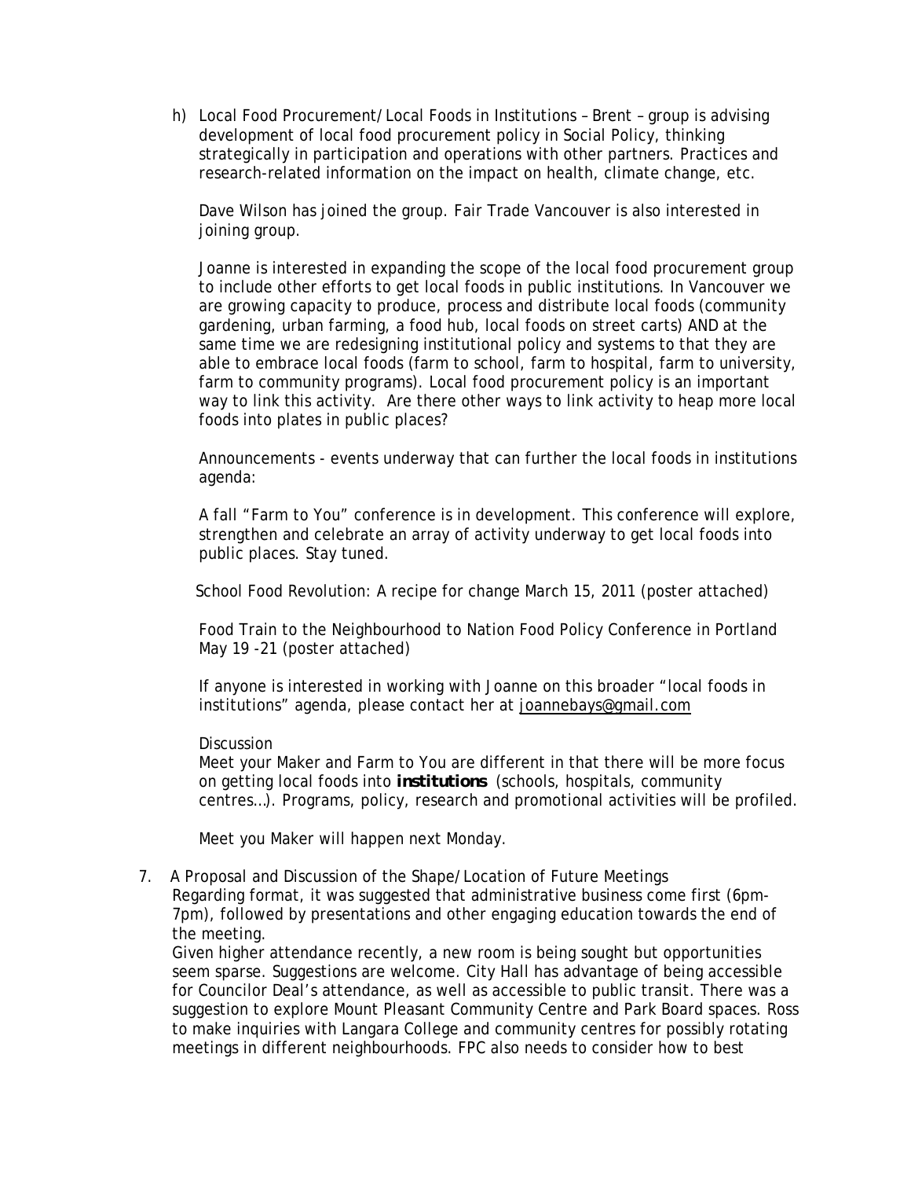h) Local Food Procurement/Local Foods in Institutions – Brent – group is advising development of local food procurement policy in Social Policy, thinking strategically in participation and operations with other partners. Practices and research-related information on the impact on health, climate change, etc.

   Dave Wilson has joined the group. Fair Trade Vancouver is also interested in joining group.

   Joanne is interested in expanding the scope of the local food procurement group to include other efforts to get local foods in public institutions. In Vancouver we are growing capacity to produce, process and distribute local foods (community gardening, urban farming, a food hub, local foods on street carts) AND at the same time we are redesigning institutional policy and systems to that they are able to embrace local foods (farm to school, farm to hospital, farm to university, farm to community programs). Local food procurement policy is an important way to link this activity. Are there other ways to link activity to heap more local foods into plates in public places?

   Announcements - events underway that can further the local foods in institutions agenda:

   A fall "Farm to You" conference is in development. This conference will explore, strengthen and celebrate an array of activity underway to get local foods into public places. Stay tuned.

   School Food Revolution: A recipe for change March 15, 2011 (poster attached)

   Food Train to the Neighbourhood to Nation Food Policy Conference in Portland May 19 -21 (poster attached)

   If anyone is interested in working with Joanne on this broader "local foods in institutions" agenda, please contact her at joannebays@gmail.com

   Discussion
   Meet your Maker and Farm to You are different in that there will be more focus on getting local foods into ***institutions*** (schools, hospitals, community centres…). Programs, policy, research and promotional activities will be profiled.

   Meet you Maker will happen next Monday.

7. A Proposal and Discussion of the Shape/Location of Future Meetings
   Regarding format, it was suggested that administrative business come first (6pm-7pm), followed by presentations and other engaging education towards the end of the meeting.
   Given higher attendance recently, a new room is being sought but opportunities seem sparse. Suggestions are welcome. City Hall has advantage of being accessible for Councilor Deal's attendance, as well as accessible to public transit. There was a suggestion to explore Mount Pleasant Community Centre and Park Board spaces. Ross to make inquiries with Langara College and community centres for possibly rotating meetings in different neighbourhoods. FPC also needs to consider how to best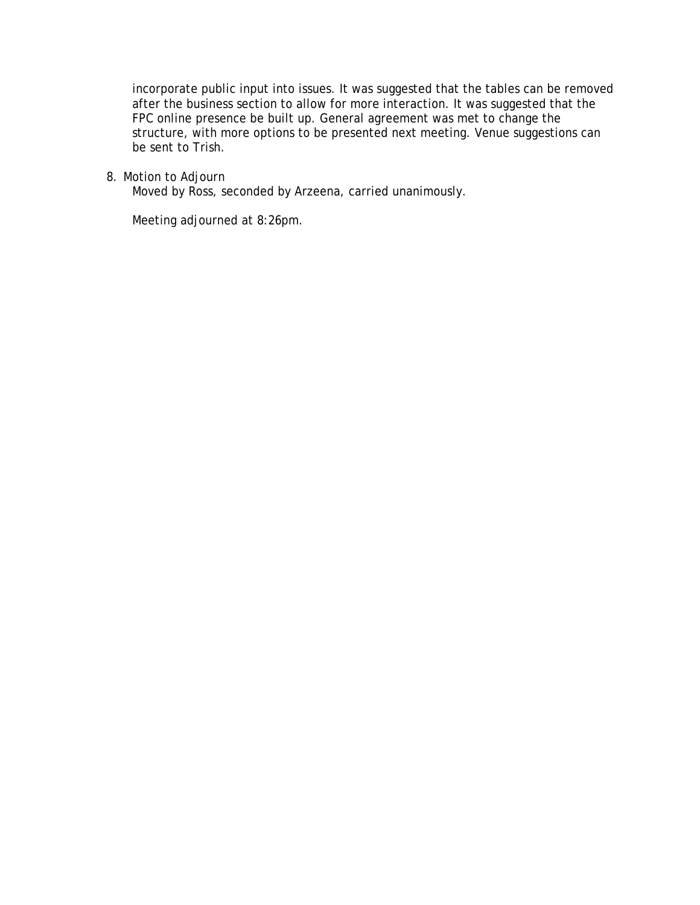incorporate public input into issues. It was suggested that the tables can be removed after the business section to allow for more interaction. It was suggested that the FPC online presence be built up. General agreement was met to change the structure, with more options to be presented next meeting. Venue suggestions can be sent to Trish.

8. Motion to Adjourn

   Moved by Ross, seconded by Arzeena, carried unanimously.

   Meeting adjourned at 8:26pm.